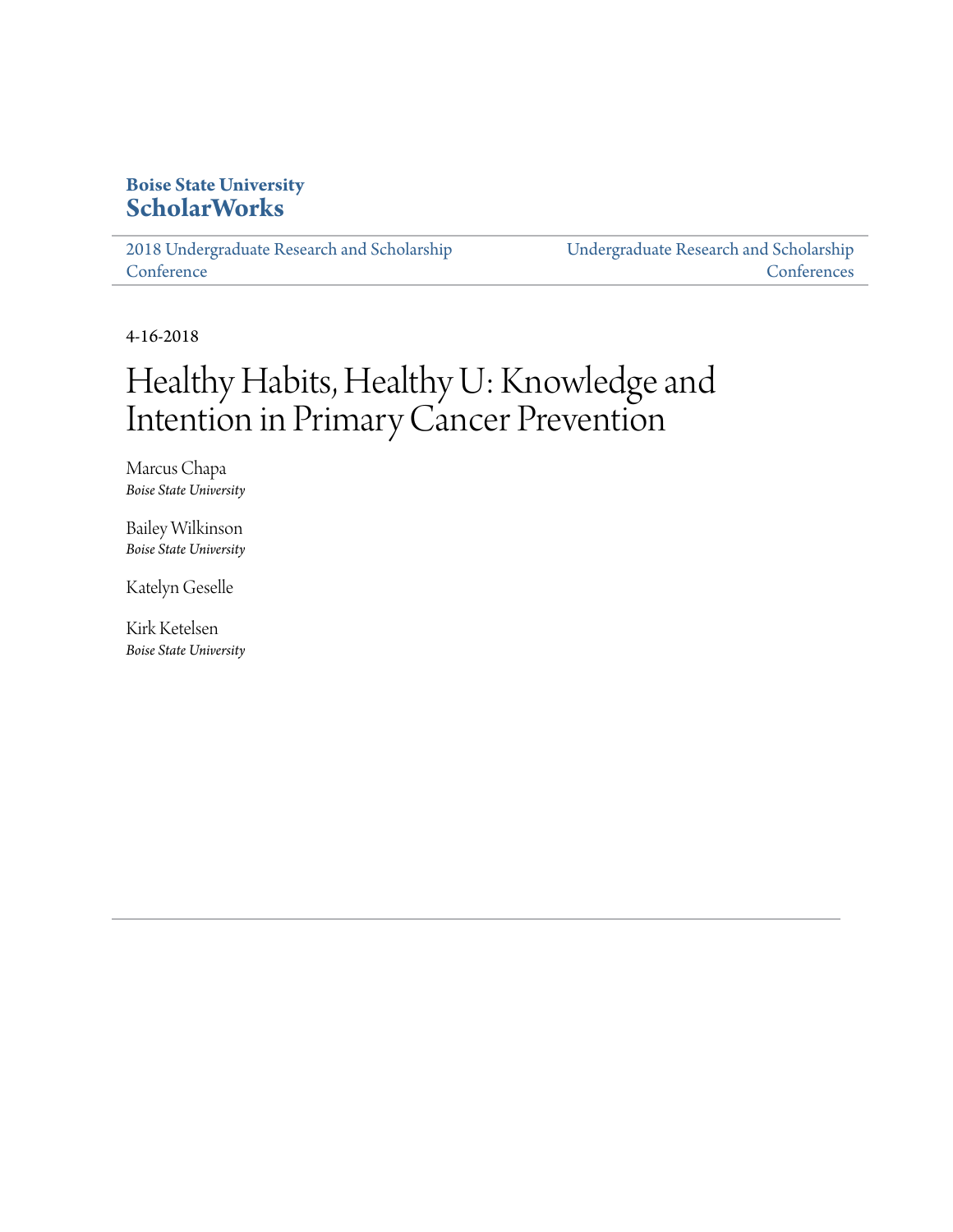**Boise State University**
**ScholarWorks**

2018 Undergraduate Research and Scholarship Conference

Undergraduate Research and Scholarship Conferences

4-16-2018

# Healthy Habits, Healthy U: Knowledge and Intention in Primary Cancer Prevention

Marcus Chapa
*Boise State University*

Bailey Wilkinson
*Boise State University*

Katelyn Geselle

Kirk Ketelsen
*Boise State University*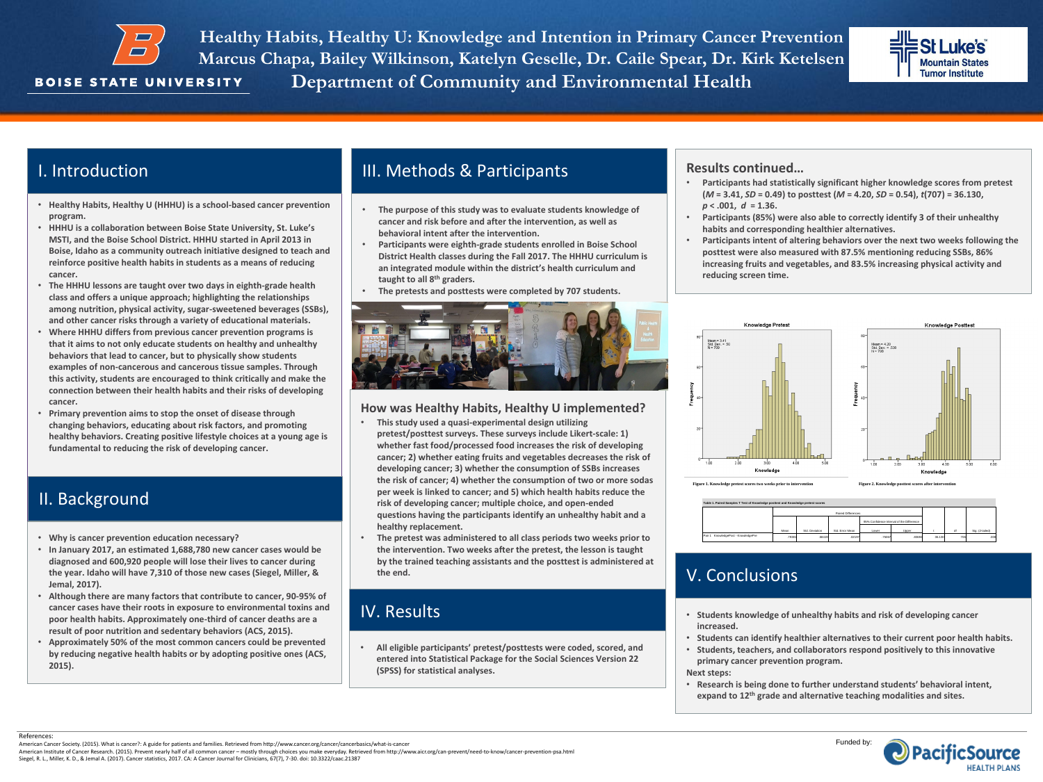# Healthy Habits, Healthy U: Knowledge and Intention in Primary Cancer Prevention

Marcus Chapa, Bailey Wilkinson, Katelyn Geselle, Dr. Caile Spear, Dr. Kirk Ketelsen

Department of Community and Environmental Health

BOISE STATE UNIVERSITY

St Luke's Mountain States Tumor Institute

## I. Introduction

- Healthy Habits, Healthy U (HHHU) is a school-based cancer prevention program.
- HHHU is a collaboration between Boise State University, St. Luke's MSTI, and the Boise School District. HHHU started in April 2013 in Boise, Idaho as a community outreach initiative designed to teach and reinforce positive health habits in students as a means of reducing cancer.
- The HHHU lessons are taught over two days in eighth-grade health class and offers a unique approach; highlighting the relationships among nutrition, physical activity, sugar-sweetened beverages (SSBs), and other cancer risks through a variety of educational materials.
- Where HHHU differs from previous cancer prevention programs is that it aims to not only educate students on healthy and unhealthy behaviors that lead to cancer, but to physically show students examples of non-cancerous and cancerous tissue samples. Through this activity, students are encouraged to think critically and make the connection between their health habits and their risks of developing cancer.
- Primary prevention aims to stop the onset of disease through changing behaviors, educating about risk factors, and promoting healthy behaviors. Creating positive lifestyle choices at a young age is fundamental to reducing the risk of developing cancer.

## II. Background

- Why is cancer prevention education necessary?
- In January 2017, an estimated 1,688,780 new cancer cases would be diagnosed and 600,920 people will lose their lives to cancer during the year. Idaho will have 7,310 of those new cases (Siegel, Miller, & Jemal, 2017).
- Although there are many factors that contribute to cancer, 90-95% of cancer cases have their roots in exposure to environmental toxins and poor health habits. Approximately one-third of cancer deaths are a result of poor nutrition and sedentary behaviors (ACS, 2015).
- Approximately 50% of the most common cancers could be prevented by reducing negative health habits or by adopting positive ones (ACS, 2015).

## III. Methods & Participants

- The purpose of this study was to evaluate students knowledge of cancer and risk before and after the intervention, as well as behavioral intent after the intervention.
- Participants were eighth-grade students enrolled in Boise School District Health classes during the Fall 2017. The HHHU curriculum is an integrated module within the district's health curriculum and taught to all 8th graders.
- The pretests and posttests were completed by 707 students.

### How was Healthy Habits, Healthy U implemented?

- This study used a quasi-experimental design utilizing pretest/posttest surveys. These surveys include Likert-scale: 1) whether fast food/processed food increases the risk of developing cancer; 2) whether eating fruits and vegetables decreases the risk of developing cancer; 3) whether the consumption of SSBs increases the risk of cancer; 4) whether the consumption of two or more sodas per week is linked to cancer; and 5) which health habits reduce the risk of developing cancer; multiple choice, and open-ended questions having the participants identify an unhealthy habit and a healthy replacement.
- The pretest was administered to all class periods two weeks prior to the intervention. Two weeks after the pretest, the lesson is taught by the trained teaching assistants and the posttest is administered at the end.

## IV. Results

- All eligible participants' pretest/posttests were coded, scored, and entered into Statistical Package for the Social Sciences Version 22 (SPSS) for statistical analyses.

### Results continued…

- Participants had statistically significant higher knowledge scores from pretest ($M$ = 3.41, $SD$ = 0.49) to posttest ($M$ = 4.20, $SD$ = 0.54), $t(707)$ = 36.130, $p < .001$, $d$ = 1.36.
- Participants (85%) were also able to correctly identify 3 of their unhealthy habits and corresponding healthier alternatives.
- Participants intent of altering behaviors over the next two weeks following the posttest were also measured with 87.5% mentioning reducing SSBs, 86% increasing fruits and vegetables, and 83.5% increasing physical activity and reducing screen time.

Knowledge Pretest
Mean = 3.41
Std. Dev. = .50
N = 709
Frequency
Knowledge

Figure 1. Knowledge pretest scores two weeks prior to intervention

Knowledge Posttest
Mean = 4.20
Std. Dev. = .538
N = 709
Frequency
Knowledge

Figure 2. Knowledge posttest scores after intervention

Table 1. Paired Samples T Test of Knowledge posttest and Knowledge pretest scores

| | Paired Differences | | | | | t | df | Sig. (2-tailed) |
|---|---|---|---|---|---|---|---|---|
| | Mean | Std. Deviation | Std. Error Mean | 95% Confidence Interval of the Difference Lower | Upper | | | |
| Pair 1 KnowledgePost - KnowledgePre | .78083 | .58439 | .02125 | .73924 | .83260 | 36.130 | 708 | .000 |

## V. Conclusions

- Students knowledge of unhealthy habits and risk of developing cancer increased.
- Students can identify healthier alternatives to their current poor health habits.
- Students, teachers, and collaborators respond positively to this innovative primary cancer prevention program.

Next steps:

- Research is being done to further understand students' behavioral intent, expand to 12th grade and alternative teaching modalities and sites.

References:

American Cancer Society. (2015). What is cancer?: A guide for patients and families. Retrieved from http://www.cancer.org/cancer/cancerbasics/what-is-cancer

American Institute of Cancer Research. (2015). Prevent nearly half of all common cancer – mostly through choices you make everyday. Retrieved from http://www.aicr.org/can-prevent/need-to-know/cancer-prevention-psa.html

Siegel, R. L., Miller, K. D., & Jemal A. (2017). Cancer statistics, 2017. CA: A Cancer Journal for Clinicians, 67(7), 7-30. doi: 10.3322/caac.21387

Funded by: PacificSource HEALTH PLANS